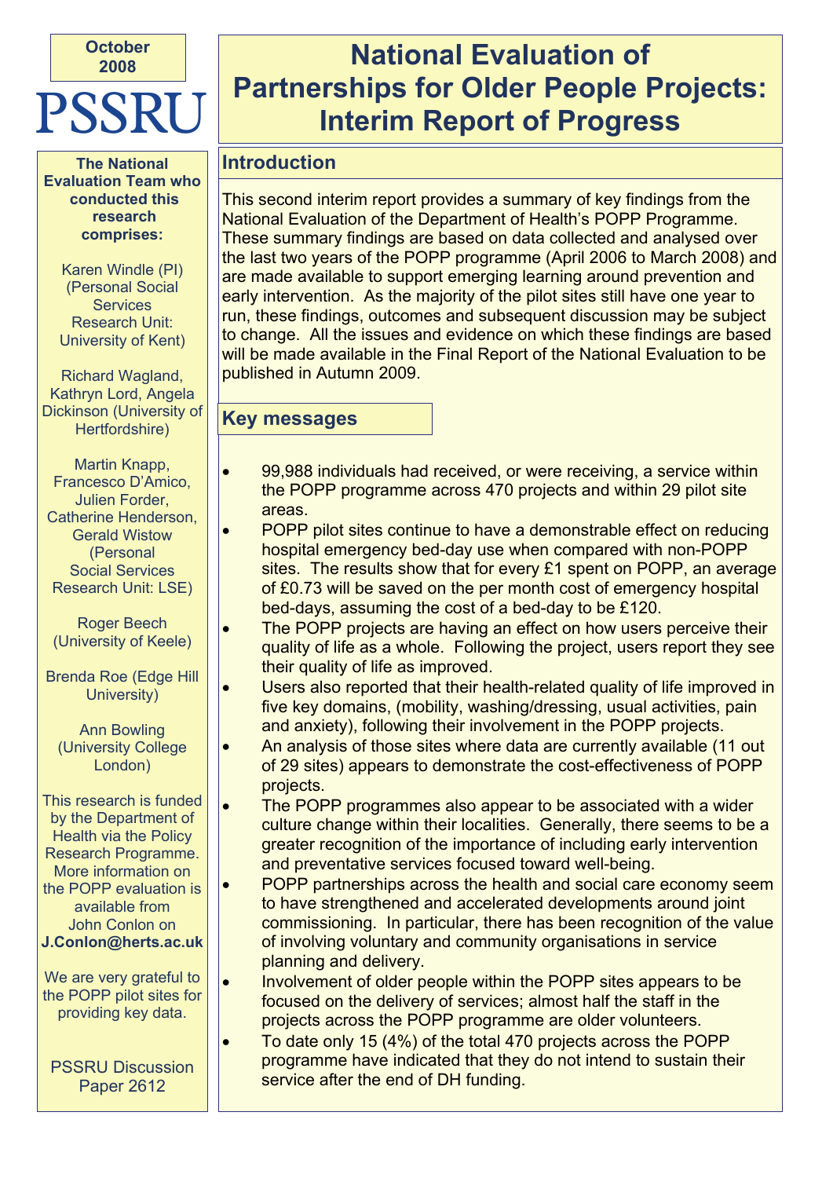October 2008

PSSRU

# National Evaluation of Partnerships for Older People Projects: Interim Report of Progress

## Introduction

This second interim report provides a summary of key findings from the National Evaluation of the Department of Health's POPP Programme. These summary findings are based on data collected and analysed over the last two years of the POPP programme (April 2006 to March 2008) and are made available to support emerging learning around prevention and early intervention. As the majority of the pilot sites still have one year to run, these findings, outcomes and subsequent discussion may be subject to change. All the issues and evidence on which these findings are based will be made available in the Final Report of the National Evaluation to be published in Autumn 2009.

## Key messages

- 99,988 individuals had received, or were receiving, a service within the POPP programme across 470 projects and within 29 pilot site areas.
- POPP pilot sites continue to have a demonstrable effect on reducing hospital emergency bed-day use when compared with non-POPP sites. The results show that for every £1 spent on POPP, an average of £0.73 will be saved on the per month cost of emergency hospital bed-days, assuming the cost of a bed-day to be £120.
- The POPP projects are having an effect on how users perceive their quality of life as a whole. Following the project, users report they see their quality of life as improved.
- Users also reported that their health-related quality of life improved in five key domains, (mobility, washing/dressing, usual activities, pain and anxiety), following their involvement in the POPP projects.
- An analysis of those sites where data are currently available (11 out of 29 sites) appears to demonstrate the cost-effectiveness of POPP projects.
- The POPP programmes also appear to be associated with a wider culture change within their localities. Generally, there seems to be a greater recognition of the importance of including early intervention and preventative services focused toward well-being.
- POPP partnerships across the health and social care economy seem to have strengthened and accelerated developments around joint commissioning. In particular, there has been recognition of the value of involving voluntary and community organisations in service planning and delivery.
- Involvement of older people within the POPP sites appears to be focused on the delivery of services; almost half the staff in the projects across the POPP programme are older volunteers.
- To date only 15 (4%) of the total 470 projects across the POPP programme have indicated that they do not intend to sustain their service after the end of DH funding.

**The National Evaluation Team who conducted this research comprises:**

Karen Windle (PI) (Personal Social Services Research Unit: University of Kent)

Richard Wagland, Kathryn Lord, Angela Dickinson (University of Hertfordshire)

Martin Knapp, Francesco D'Amico, Julien Forder, Catherine Henderson, Gerald Wistow (Personal Social Services Research Unit: LSE)

Roger Beech (University of Keele)

Brenda Roe (Edge Hill University)

Ann Bowling (University College London)

This research is funded by the Department of Health via the Policy Research Programme. More information on the POPP evaluation is available from John Conlon on **J.Conlon@herts.ac.uk**

We are very grateful to the POPP pilot sites for providing key data.

PSSRU Discussion Paper 2612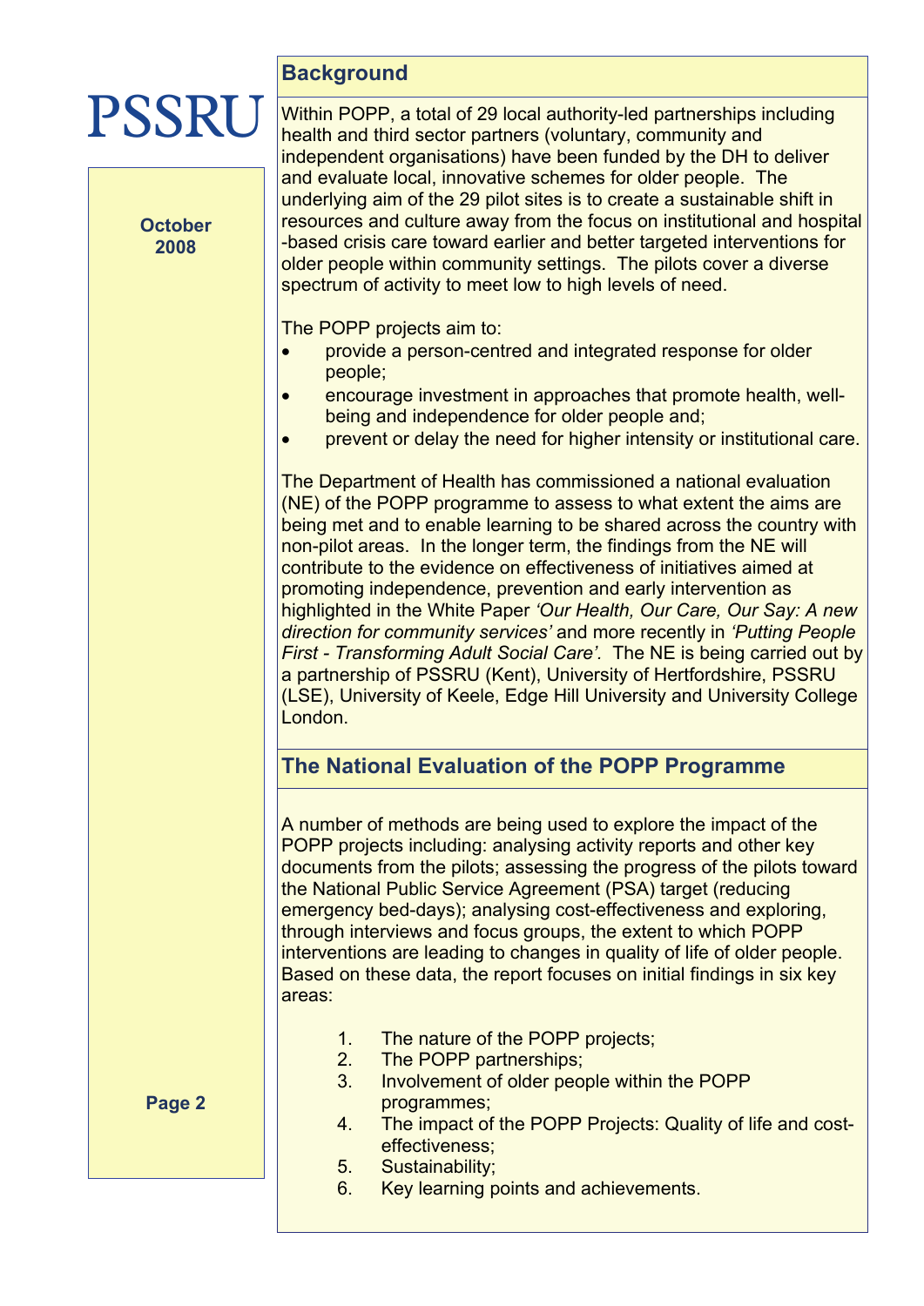## Background

Within POPP, a total of 29 local authority-led partnerships including health and third sector partners (voluntary, community and independent organisations) have been funded by the DH to deliver and evaluate local, innovative schemes for older people. The underlying aim of the 29 pilot sites is to create a sustainable shift in resources and culture away from the focus on institutional and hospital-based crisis care toward earlier and better targeted interventions for older people within community settings. The pilots cover a diverse spectrum of activity to meet low to high levels of need.

The POPP projects aim to:

- provide a person-centred and integrated response for older people;
- encourage investment in approaches that promote health, well-being and independence for older people and;
- prevent or delay the need for higher intensity or institutional care.

The Department of Health has commissioned a national evaluation (NE) of the POPP programme to assess to what extent the aims are being met and to enable learning to be shared across the country with non-pilot areas. In the longer term, the findings from the NE will contribute to the evidence on effectiveness of initiatives aimed at promoting independence, prevention and early intervention as highlighted in the White Paper *'Our Health, Our Care, Our Say: A new direction for community services'* and more recently in *'Putting People First - Transforming Adult Social Care'*. The NE is being carried out by a partnership of PSSRU (Kent), University of Hertfordshire, PSSRU (LSE), University of Keele, Edge Hill University and University College London.

## The National Evaluation of the POPP Programme

A number of methods are being used to explore the impact of the POPP projects including: analysing activity reports and other key documents from the pilots; assessing the progress of the pilots toward the National Public Service Agreement (PSA) target (reducing emergency bed-days); analysing cost-effectiveness and exploring, through interviews and focus groups, the extent to which POPP interventions are leading to changes in quality of life of older people. Based on these data, the report focuses on initial findings in six key areas:

1. The nature of the POPP projects;
2. The POPP partnerships;
3. Involvement of older people within the POPP programmes;
4. The impact of the POPP Projects: Quality of life and cost-effectiveness;
5. Sustainability;
6. Key learning points and achievements.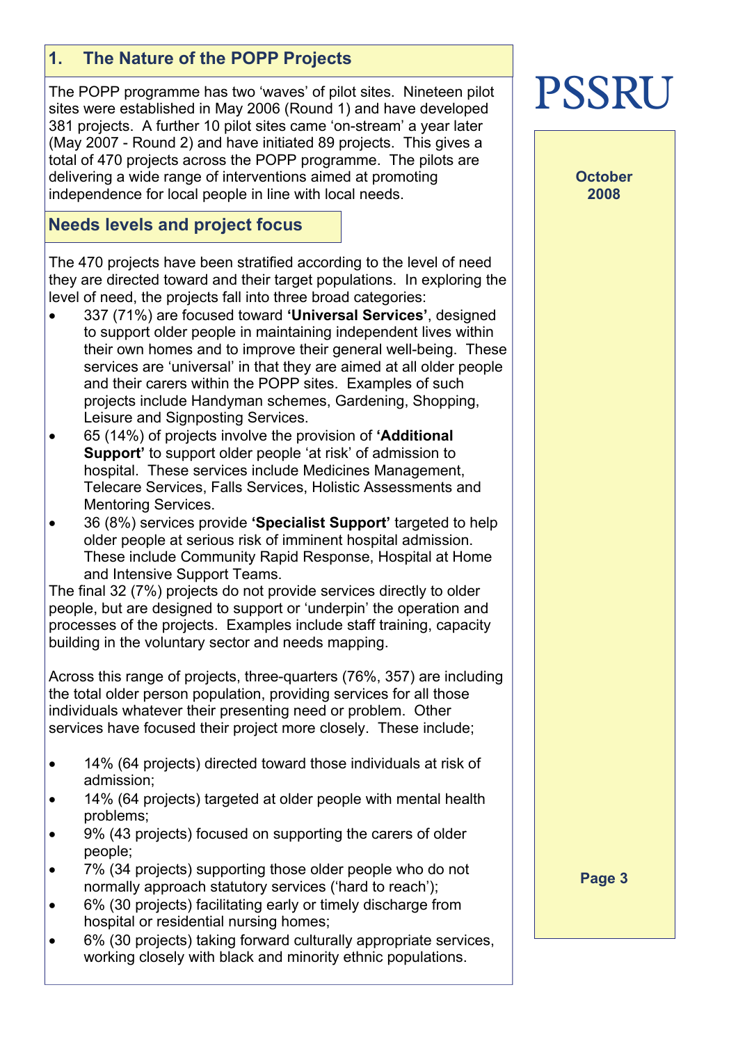## 1. The Nature of the POPP Projects

The POPP programme has two 'waves' of pilot sites. Nineteen pilot sites were established in May 2006 (Round 1) and have developed 381 projects. A further 10 pilot sites came 'on-stream' a year later (May 2007 - Round 2) and have initiated 89 projects. This gives a total of 470 projects across the POPP programme. The pilots are delivering a wide range of interventions aimed at promoting independence for local people in line with local needs.

### Needs levels and project focus

The 470 projects have been stratified according to the level of need they are directed toward and their target populations. In exploring the level of need, the projects fall into three broad categories:

- 337 (71%) are focused toward **'Universal Services'**, designed to support older people in maintaining independent lives within their own homes and to improve their general well-being. These services are 'universal' in that they are aimed at all older people and their carers within the POPP sites. Examples of such projects include Handyman schemes, Gardening, Shopping, Leisure and Signposting Services.
- 65 (14%) of projects involve the provision of **'Additional Support'** to support older people 'at risk' of admission to hospital. These services include Medicines Management, Telecare Services, Falls Services, Holistic Assessments and Mentoring Services.
- 36 (8%) services provide **'Specialist Support'** targeted to help older people at serious risk of imminent hospital admission. These include Community Rapid Response, Hospital at Home and Intensive Support Teams.

The final 32 (7%) projects do not provide services directly to older people, but are designed to support or 'underpin' the operation and processes of the projects. Examples include staff training, capacity building in the voluntary sector and needs mapping.

Across this range of projects, three-quarters (76%, 357) are including the total older person population, providing services for all those individuals whatever their presenting need or problem. Other services have focused their project more closely. These include;

- 14% (64 projects) directed toward those individuals at risk of admission;
- 14% (64 projects) targeted at older people with mental health problems;
- 9% (43 projects) focused on supporting the carers of older people;
- 7% (34 projects) supporting those older people who do not normally approach statutory services ('hard to reach');
- 6% (30 projects) facilitating early or timely discharge from hospital or residential nursing homes;
- 6% (30 projects) taking forward culturally appropriate services, working closely with black and minority ethnic populations.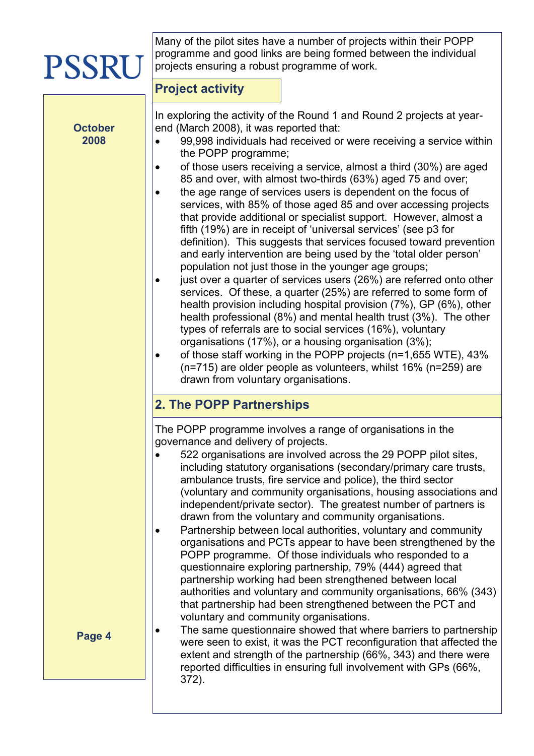Many of the pilot sites have a number of projects within their POPP programme and good links are being formed between the individual projects ensuring a robust programme of work.

### Project activity

In exploring the activity of the Round 1 and Round 2 projects at year-end (March 2008), it was reported that:

- 99,998 individuals had received or were receiving a service within the POPP programme;
- of those users receiving a service, almost a third (30%) are aged 85 and over, with almost two-thirds (63%) aged 75 and over;
- the age range of services users is dependent on the focus of services, with 85% of those aged 85 and over accessing projects that provide additional or specialist support. However, almost a fifth (19%) are in receipt of 'universal services' (see p3 for definition). This suggests that services focused toward prevention and early intervention are being used by the 'total older person' population not just those in the younger age groups;
- just over a quarter of services users (26%) are referred onto other services. Of these, a quarter (25%) are referred to some form of health provision including hospital provision (7%), GP (6%), other health professional (8%) and mental health trust (3%). The other types of referrals are to social services (16%), voluntary organisations (17%), or a housing organisation (3%);
- of those staff working in the POPP projects (n=1,655 WTE), 43% (n=715) are older people as volunteers, whilst 16% (n=259) are drawn from voluntary organisations.

## 2. The POPP Partnerships

The POPP programme involves a range of organisations in the governance and delivery of projects.

- 522 organisations are involved across the 29 POPP pilot sites, including statutory organisations (secondary/primary care trusts, ambulance trusts, fire service and police), the third sector (voluntary and community organisations, housing associations and independent/private sector). The greatest number of partners is drawn from the voluntary and community organisations.
- Partnership between local authorities, voluntary and community organisations and PCTs appear to have been strengthened by the POPP programme. Of those individuals who responded to a questionnaire exploring partnership, 79% (444) agreed that partnership working had been strengthened between local authorities and voluntary and community organisations, 66% (343) that partnership had been strengthened between the PCT and voluntary and community organisations.
- The same questionnaire showed that where barriers to partnership were seen to exist, it was the PCT reconfiguration that affected the extent and strength of the partnership (66%, 343) and there were reported difficulties in ensuring full involvement with GPs (66%, 372).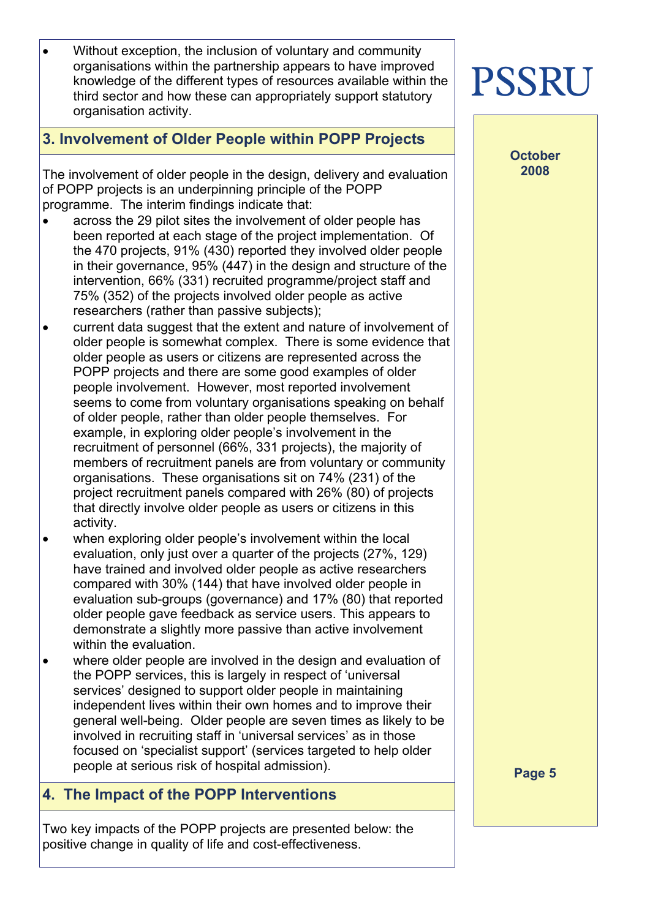- Without exception, the inclusion of voluntary and community organisations within the partnership appears to have improved knowledge of the different types of resources available within the third sector and how these can appropriately support statutory organisation activity.

## 3. Involvement of Older People within POPP Projects

The involvement of older people in the design, delivery and evaluation of POPP projects is an underpinning principle of the POPP programme. The interim findings indicate that:

- across the 29 pilot sites the involvement of older people has been reported at each stage of the project implementation. Of the 470 projects, 91% (430) reported they involved older people in their governance, 95% (447) in the design and structure of the intervention, 66% (331) recruited programme/project staff and 75% (352) of the projects involved older people as active researchers (rather than passive subjects);
- current data suggest that the extent and nature of involvement of older people is somewhat complex. There is some evidence that older people as users or citizens are represented across the POPP projects and there are some good examples of older people involvement. However, most reported involvement seems to come from voluntary organisations speaking on behalf of older people, rather than older people themselves. For example, in exploring older people's involvement in the recruitment of personnel (66%, 331 projects), the majority of members of recruitment panels are from voluntary or community organisations. These organisations sit on 74% (231) of the project recruitment panels compared with 26% (80) of projects that directly involve older people as users or citizens in this activity.
- when exploring older people's involvement within the local evaluation, only just over a quarter of the projects (27%, 129) have trained and involved older people as active researchers compared with 30% (144) that have involved older people in evaluation sub-groups (governance) and 17% (80) that reported older people gave feedback as service users. This appears to demonstrate a slightly more passive than active involvement within the evaluation.
- where older people are involved in the design and evaluation of the POPP services, this is largely in respect of 'universal services' designed to support older people in maintaining independent lives within their own homes and to improve their general well-being. Older people are seven times as likely to be involved in recruiting staff in 'universal services' as in those focused on 'specialist support' (services targeted to help older people at serious risk of hospital admission).

## 4. The Impact of the POPP Interventions

Two key impacts of the POPP projects are presented below: the positive change in quality of life and cost-effectiveness.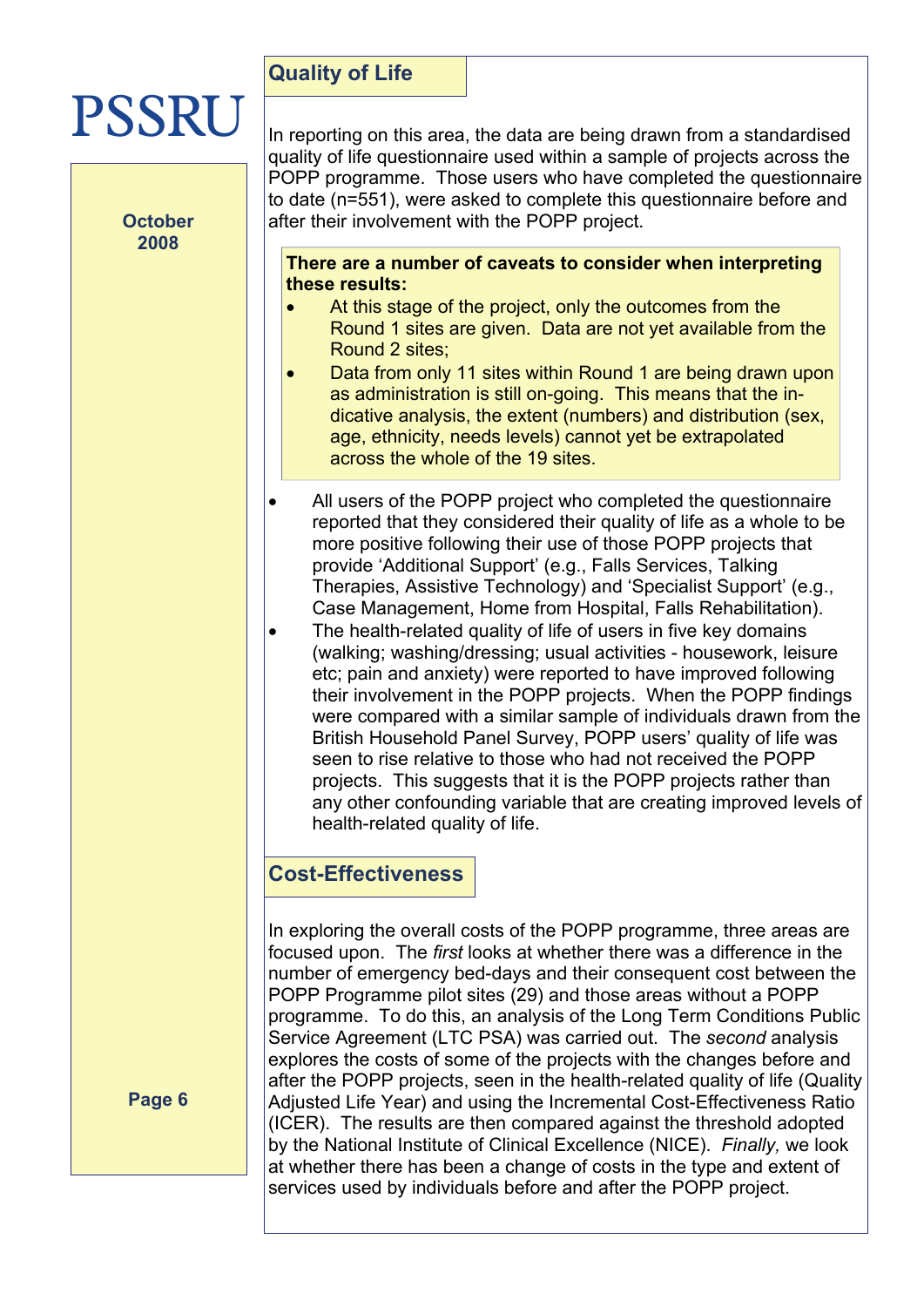## Quality of Life

In reporting on this area, the data are being drawn from a standardised quality of life questionnaire used within a sample of projects across the POPP programme. Those users who have completed the questionnaire to date (n=551), were asked to complete this questionnaire before and after their involvement with the POPP project.

**There are a number of caveats to consider when interpreting these results:**

- At this stage of the project, only the outcomes from the Round 1 sites are given. Data are not yet available from the Round 2 sites;
- Data from only 11 sites within Round 1 are being drawn upon as administration is still on-going. This means that the indicative analysis, the extent (numbers) and distribution (sex, age, ethnicity, needs levels) cannot yet be extrapolated across the whole of the 19 sites.

- All users of the POPP project who completed the questionnaire reported that they considered their quality of life as a whole to be more positive following their use of those POPP projects that provide 'Additional Support' (e.g., Falls Services, Talking Therapies, Assistive Technology) and 'Specialist Support' (e.g., Case Management, Home from Hospital, Falls Rehabilitation).
- The health-related quality of life of users in five key domains (walking; washing/dressing; usual activities - housework, leisure etc; pain and anxiety) were reported to have improved following their involvement in the POPP projects. When the POPP findings were compared with a similar sample of individuals drawn from the British Household Panel Survey, POPP users' quality of life was seen to rise relative to those who had not received the POPP projects. This suggests that it is the POPP projects rather than any other confounding variable that are creating improved levels of health-related quality of life.

## Cost-Effectiveness

In exploring the overall costs of the POPP programme, three areas are focused upon. The *first* looks at whether there was a difference in the number of emergency bed-days and their consequent cost between the POPP Programme pilot sites (29) and those areas without a POPP programme. To do this, an analysis of the Long Term Conditions Public Service Agreement (LTC PSA) was carried out. The *second* analysis explores the costs of some of the projects with the changes before and after the POPP projects, seen in the health-related quality of life (Quality Adjusted Life Year) and using the Incremental Cost-Effectiveness Ratio (ICER). The results are then compared against the threshold adopted by the National Institute of Clinical Excellence (NICE). *Finally,* we look at whether there has been a change of costs in the type and extent of services used by individuals before and after the POPP project.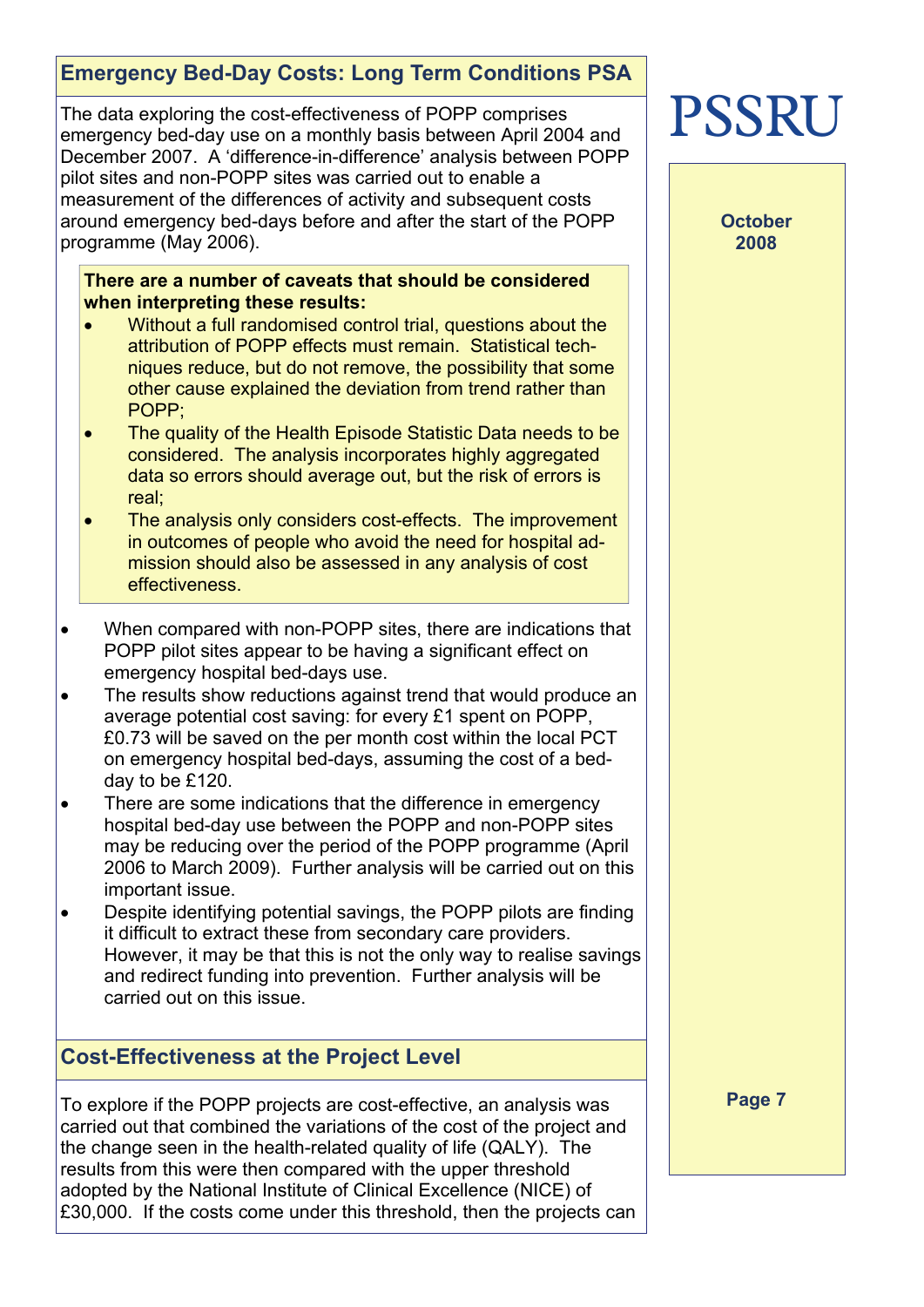## Emergency Bed-Day Costs: Long Term Conditions PSA

The data exploring the cost-effectiveness of POPP comprises emergency bed-day use on a monthly basis between April 2004 and December 2007. A 'difference-in-difference' analysis between POPP pilot sites and non-POPP sites was carried out to enable a measurement of the differences of activity and subsequent costs around emergency bed-days before and after the start of the POPP programme (May 2006).

**There are a number of caveats that should be considered when interpreting these results:**

- Without a full randomised control trial, questions about the attribution of POPP effects must remain. Statistical techniques reduce, but do not remove, the possibility that some other cause explained the deviation from trend rather than POPP;
- The quality of the Health Episode Statistic Data needs to be considered. The analysis incorporates highly aggregated data so errors should average out, but the risk of errors is real;
- The analysis only considers cost-effects. The improvement in outcomes of people who avoid the need for hospital admission should also be assessed in any analysis of cost effectiveness.

- When compared with non-POPP sites, there are indications that POPP pilot sites appear to be having a significant effect on emergency hospital bed-days use.
- The results show reductions against trend that would produce an average potential cost saving: for every £1 spent on POPP, £0.73 will be saved on the per month cost within the local PCT on emergency hospital bed-days, assuming the cost of a bed-day to be £120.
- There are some indications that the difference in emergency hospital bed-day use between the POPP and non-POPP sites may be reducing over the period of the POPP programme (April 2006 to March 2009). Further analysis will be carried out on this important issue.
- Despite identifying potential savings, the POPP pilots are finding it difficult to extract these from secondary care providers. However, it may be that this is not the only way to realise savings and redirect funding into prevention. Further analysis will be carried out on this issue.

## Cost-Effectiveness at the Project Level

To explore if the POPP projects are cost-effective, an analysis was carried out that combined the variations of the cost of the project and the change seen in the health-related quality of life (QALY). The results from this were then compared with the upper threshold adopted by the National Institute of Clinical Excellence (NICE) of £30,000. If the costs come under this threshold, then the projects can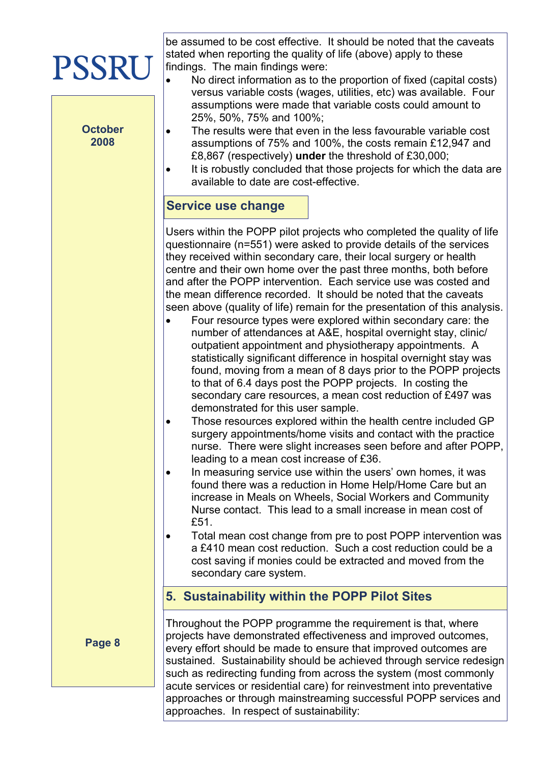be assumed to be cost effective. It should be noted that the caveats stated when reporting the quality of life (above) apply to these findings. The main findings were:

- No direct information as to the proportion of fixed (capital costs) versus variable costs (wages, utilities, etc) was available. Four assumptions were made that variable costs could amount to 25%, 50%, 75% and 100%;
- The results were that even in the less favourable variable cost assumptions of 75% and 100%, the costs remain £12,947 and £8,867 (respectively) **under** the threshold of £30,000;
- It is robustly concluded that those projects for which the data are available to date are cost-effective.

### Service use change

Users within the POPP pilot projects who completed the quality of life questionnaire (n=551) were asked to provide details of the services they received within secondary care, their local surgery or health centre and their own home over the past three months, both before and after the POPP intervention. Each service use was costed and the mean difference recorded. It should be noted that the caveats seen above (quality of life) remain for the presentation of this analysis.

- Four resource types were explored within secondary care: the number of attendances at A&E, hospital overnight stay, clinic/ outpatient appointment and physiotherapy appointments. A statistically significant difference in hospital overnight stay was found, moving from a mean of 8 days prior to the POPP projects to that of 6.4 days post the POPP projects. In costing the secondary care resources, a mean cost reduction of £497 was demonstrated for this user sample.
- Those resources explored within the health centre included GP surgery appointments/home visits and contact with the practice nurse. There were slight increases seen before and after POPP, leading to a mean cost increase of £36.
- In measuring service use within the users' own homes, it was found there was a reduction in Home Help/Home Care but an increase in Meals on Wheels, Social Workers and Community Nurse contact. This lead to a small increase in mean cost of £51.
- Total mean cost change from pre to post POPP intervention was a £410 mean cost reduction. Such a cost reduction could be a cost saving if monies could be extracted and moved from the secondary care system.

## 5. Sustainability within the POPP Pilot Sites

Throughout the POPP programme the requirement is that, where projects have demonstrated effectiveness and improved outcomes, every effort should be made to ensure that improved outcomes are sustained. Sustainability should be achieved through service redesign such as redirecting funding from across the system (most commonly acute services or residential care) for reinvestment into preventative approaches or through mainstreaming successful POPP services and approaches. In respect of sustainability: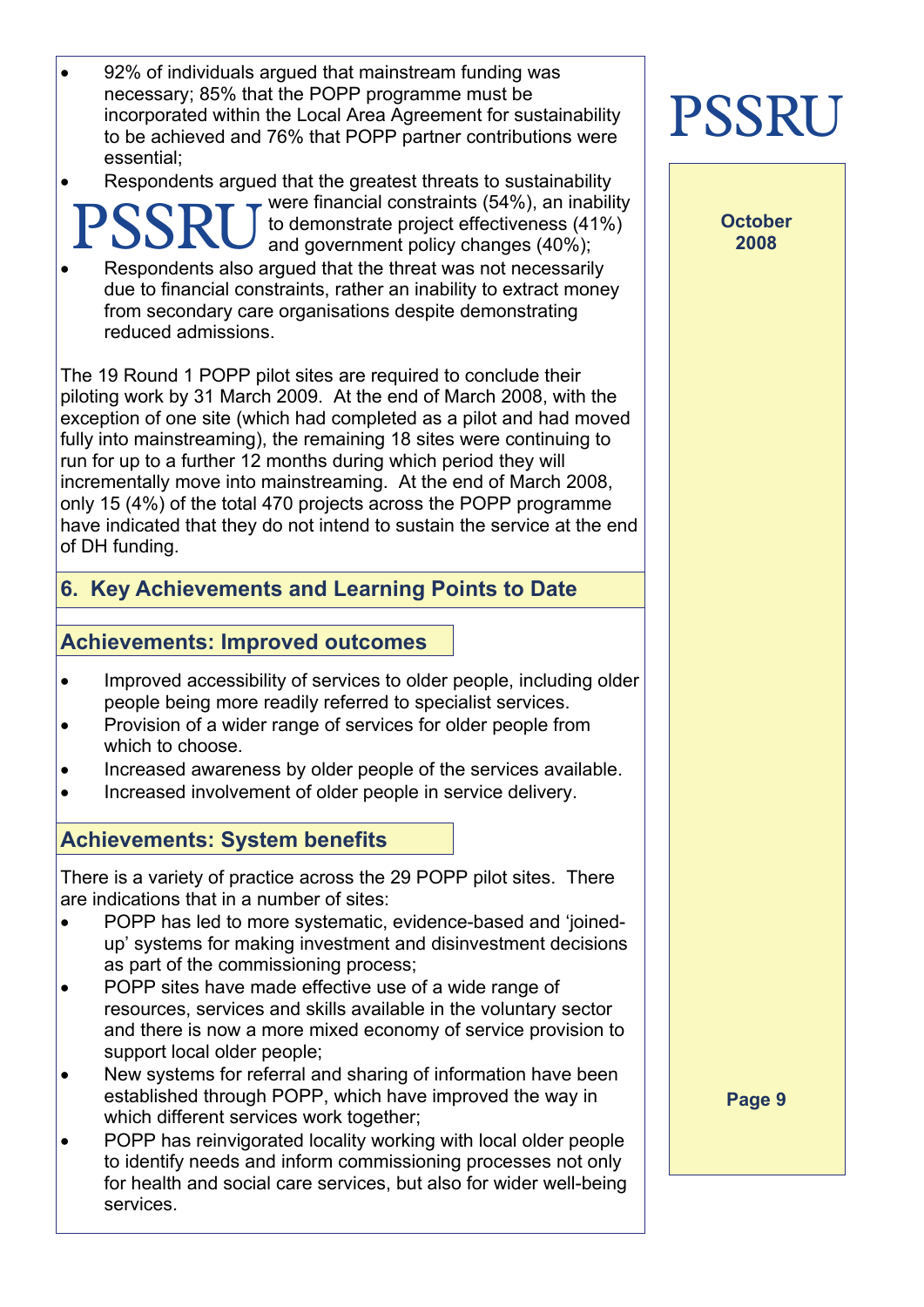- 92% of individuals argued that mainstream funding was necessary; 85% that the POPP programme must be incorporated within the Local Area Agreement for sustainability to be achieved and 76% that POPP partner contributions were essential;
- Respondents argued that the greatest threats to sustainability were financial constraints (54%), an inability to demonstrate project effectiveness (41%) and government policy changes (40%);
- Respondents also argued that the threat was not necessarily due to financial constraints, rather an inability to extract money from secondary care organisations despite demonstrating reduced admissions.

The 19 Round 1 POPP pilot sites are required to conclude their piloting work by 31 March 2009. At the end of March 2008, with the exception of one site (which had completed as a pilot and had moved fully into mainstreaming), the remaining 18 sites were continuing to run for up to a further 12 months during which period they will incrementally move into mainstreaming. At the end of March 2008, only 15 (4%) of the total 470 projects across the POPP programme have indicated that they do not intend to sustain the service at the end of DH funding.

## 6. Key Achievements and Learning Points to Date

### Achievements: Improved outcomes

- Improved accessibility of services to older people, including older people being more readily referred to specialist services.
- Provision of a wider range of services for older people from which to choose.
- Increased awareness by older people of the services available.
- Increased involvement of older people in service delivery.

### Achievements: System benefits

There is a variety of practice across the 29 POPP pilot sites. There are indications that in a number of sites:

- POPP has led to more systematic, evidence-based and 'joined-up' systems for making investment and disinvestment decisions as part of the commissioning process;
- POPP sites have made effective use of a wide range of resources, services and skills available in the voluntary sector and there is now a more mixed economy of service provision to support local older people;
- New systems for referral and sharing of information have been established through POPP, which have improved the way in which different services work together;
- POPP has reinvigorated locality working with local older people to identify needs and inform commissioning processes not only for health and social care services, but also for wider well-being services.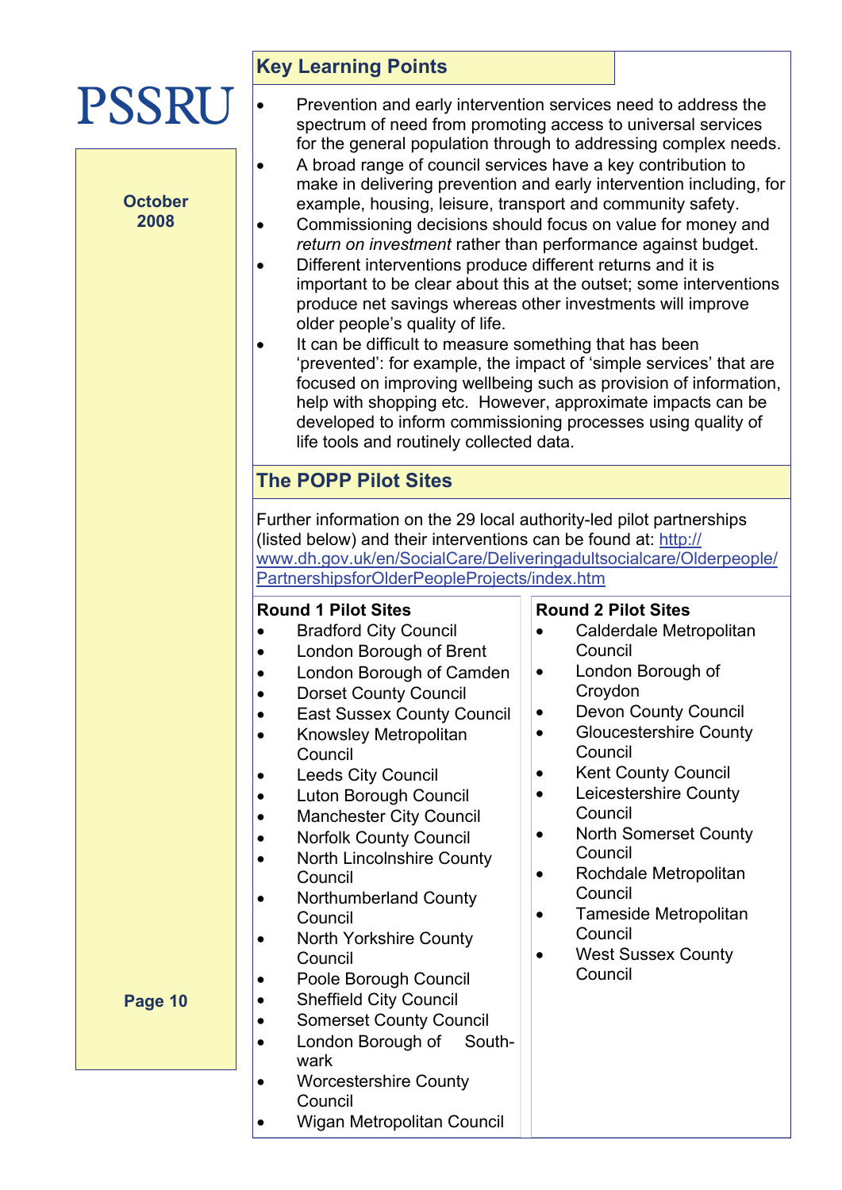PSSRU

October 2008

## Key Learning Points

- Prevention and early intervention services need to address the spectrum of need from promoting access to universal services for the general population through to addressing complex needs.
- A broad range of council services have a key contribution to make in delivering prevention and early intervention including, for example, housing, leisure, transport and community safety.
- Commissioning decisions should focus on value for money and *return on investment* rather than performance against budget.
- Different interventions produce different returns and it is important to be clear about this at the outset; some interventions produce net savings whereas other investments will improve older people's quality of life.
- It can be difficult to measure something that has been 'prevented': for example, the impact of 'simple services' that are focused on improving wellbeing such as provision of information, help with shopping etc. However, approximate impacts can be developed to inform commissioning processes using quality of life tools and routinely collected data.

## The POPP Pilot Sites

Further information on the 29 local authority-led pilot partnerships (listed below) and their interventions can be found at: http://www.dh.gov.uk/en/SocialCare/Deliveringadultsocialcare/Olderpeople/PartnershipsforOlderPeopleProjects/index.htm

**Round 1 Pilot Sites**

- Bradford City Council
- London Borough of Brent
- London Borough of Camden
- Dorset County Council
- East Sussex County Council
- Knowsley Metropolitan Council
- Leeds City Council
- Luton Borough Council
- Manchester City Council
- Norfolk County Council
- North Lincolnshire County Council
- Northumberland County Council
- North Yorkshire County Council
- Poole Borough Council
- Sheffield City Council
- Somerset County Council
- London Borough of Southwark
- Worcestershire County Council
- Wigan Metropolitan Council

**Round 2 Pilot Sites**

- Calderdale Metropolitan Council
- London Borough of Croydon
- Devon County Council
- Gloucestershire County Council
- Kent County Council
- Leicestershire County Council
- North Somerset County Council
- Rochdale Metropolitan Council
- Tameside Metropolitan Council
- West Sussex County Council